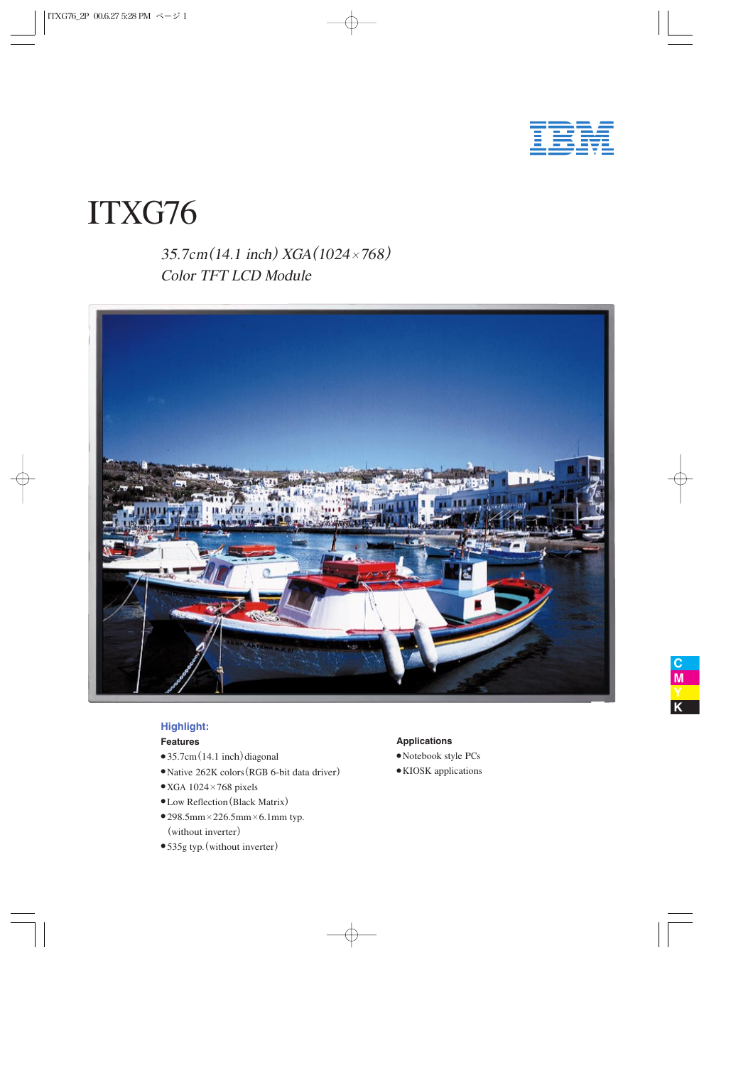IBM

# ITXG76

*35.7cm (14.1 inch) XGA (1024×768)*
*Color TFT LCD Module*

## Highlight:

### Features

- 35.7cm (14.1 inch) diagonal
- Native 262K colors (RGB 6-bit data driver)
- XGA 1024×768 pixels
- Low Reflection (Black Matrix)
- 298.5mm×226.5mm×6.1mm typ. (without inverter)
- 535g typ. (without inverter)

### Applications

- Notebook style PCs
- KIOSK applications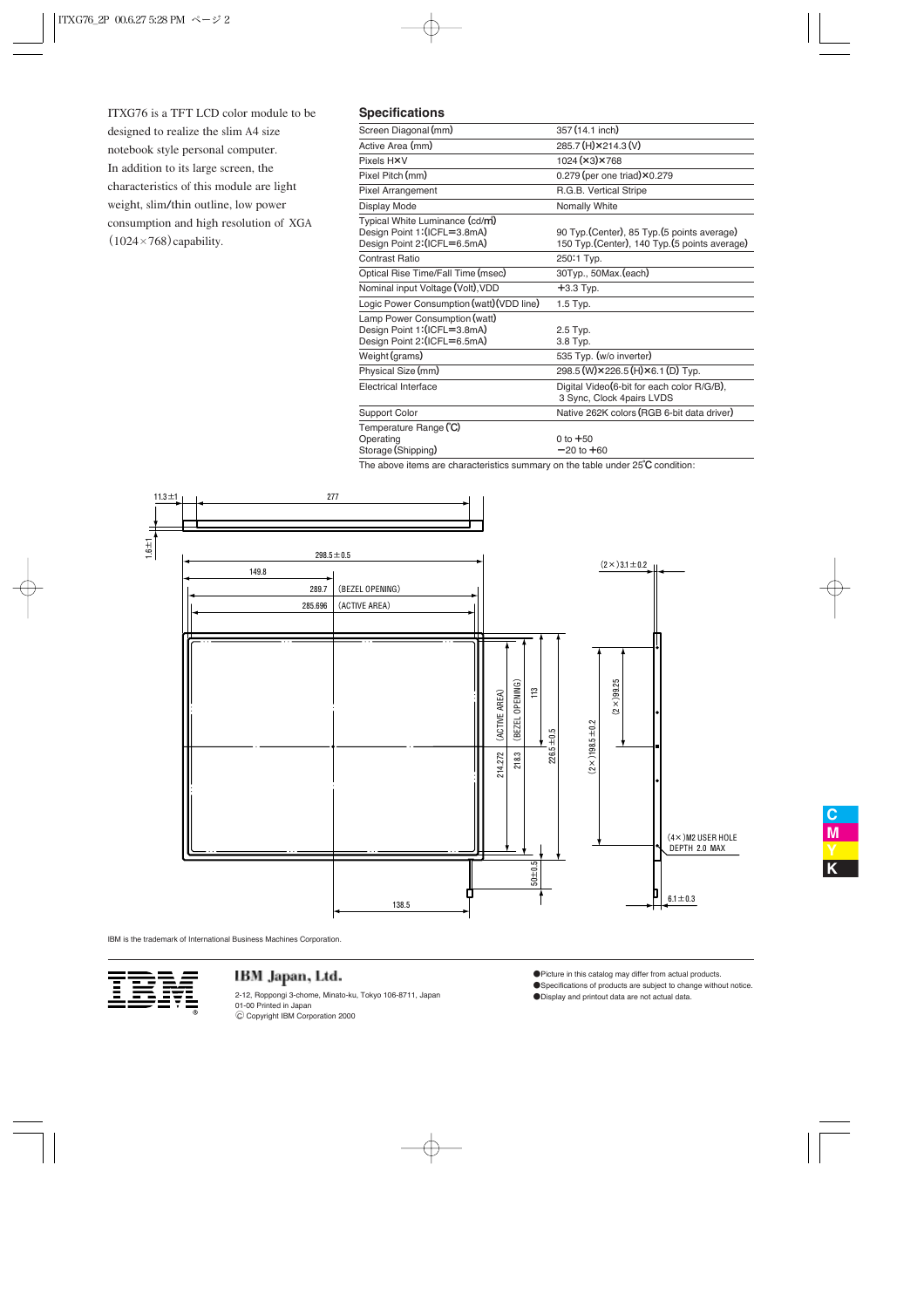ITXG76 is a TFT LCD color module to be designed to realize the slim A4 size notebook style personal computer. In addition to its large screen, the characteristics of this module are light weight, slim/thin outline, low power consumption and high resolution of XGA (1024×768) capability.

## Specifications

| | |
|---|---|
| Screen Diagonal (mm) | 357 (14.1 inch) |
| Active Area (mm) | 285.7 (H)×214.3 (V) |
| Pixels H×V | 1024 (×3)×768 |
| Pixel Pitch (mm) | 0.279 (per one triad)×0.279 |
| Pixel Arrangement | R.G.B. Vertical Stripe |
| Display Mode | Nomally White |
| Typical White Luminance (cd/m²)<br>Design Point 1:(ICFL=3.8mA)<br>Design Point 2:(ICFL=6.5mA) | <br>90 Typ.(Center), 85 Typ.(5 points average)<br>150 Typ.(Center), 140 Typ.(5 points average) |
| Contrast Ratio | 250:1 Typ. |
| Optical Rise Time/Fall Time (msec) | 30Typ., 50Max.(each) |
| Nominal input Voltage (Volt),VDD | +3.3 Typ. |
| Logic Power Consumption (watt) (VDD line) | 1.5 Typ. |
| Lamp Power Consumption (watt)<br>Design Point 1:(ICFL=3.8mA)<br>Design Point 2:(ICFL=6.5mA) | <br>2.5 Typ.<br>3.8 Typ. |
| Weight (grams) | 535 Typ. (w/o inverter) |
| Physical Size (mm) | 298.5 (W)×226.5 (H)×6.1 (D) Typ. |
| Electrical Interface | Digital Video(6-bit for each color R/G/B),<br>3 Sync, Clock 4pairs LVDS |
| Support Color | Native 262K colors (RGB 6-bit data driver) |
| Temperature Range (℃)<br>Operating<br>Storage (Shipping) | <br>0 to +50<br>−20 to +60 |

The above items are characteristics summary on the table under 25℃ condition:

11.3±1
277
1.6±1
298.5±0.5
149.8
289.7 (BEZEL OPENING)
285.696 (ACTIVE AREA)
(2×)3.1±0.2
214.272 (ACTIVE AREA)
218.3 (BEZEL OPENING)
113
226.5±0.5
(2×)198.5±0.2
(2×)99.25
(4×)M2 USER HOLE DEPTH 2.0 MAX
50±0.5
138.5
6.1±0.3

IBM is the trademark of International Business Machines Corporation.

**IBM Japan, Ltd.**

2-12, Roppongi 3-chome, Minato-ku, Tokyo 106-8711, Japan
01-00 Printed in Japan
© Copyright IBM Corporation 2000

- Picture in this catalog may differ from actual products.
- Specifications of products are subject to change without notice.
- Display and printout data are not actual data.